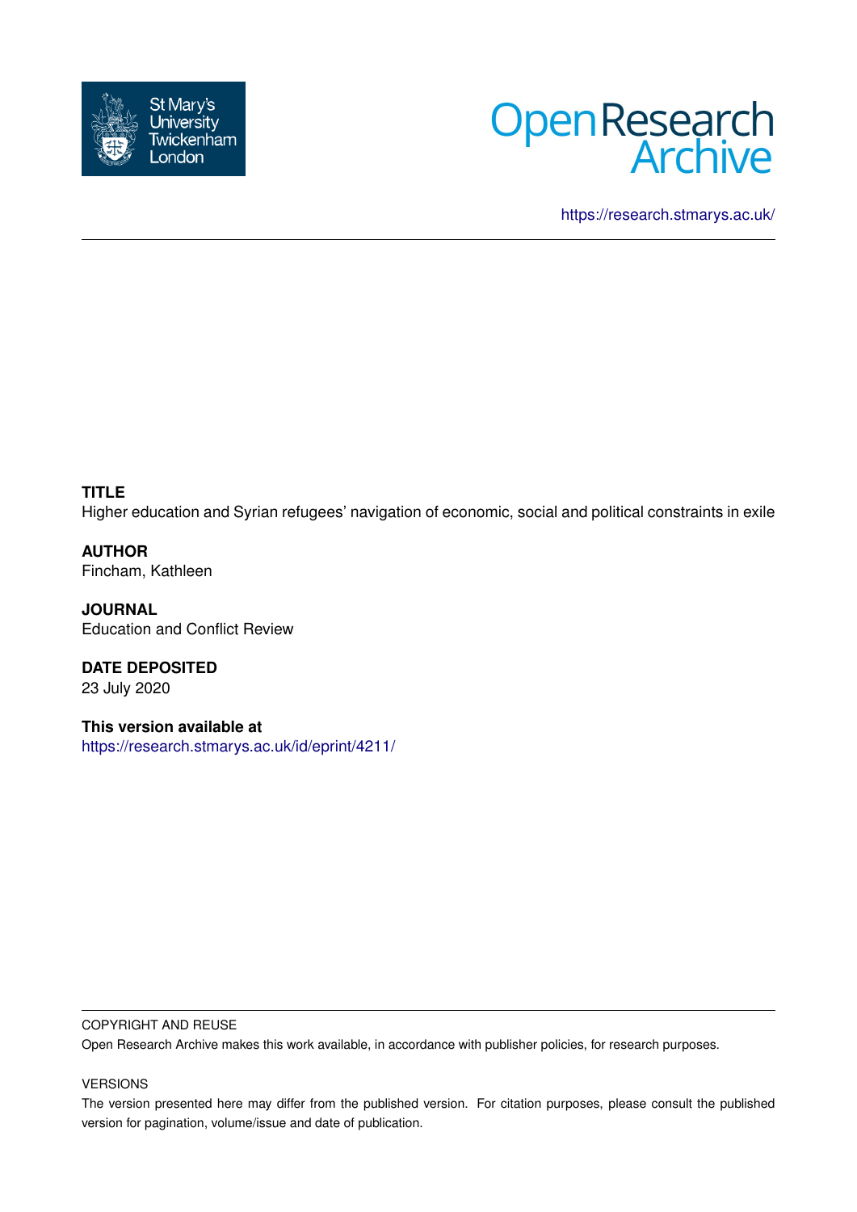St Mary's University Twickenham London

# Open Research Archive

https://research.stmarys.ac.uk/

---

**TITLE**
Higher education and Syrian refugees' navigation of economic, social and political constraints in exile

**AUTHOR**
Fincham, Kathleen

**JOURNAL**
Education and Conflict Review

**DATE DEPOSITED**
23 July 2020

**This version available at**
https://research.stmarys.ac.uk/id/eprint/4211/

---

COPYRIGHT AND REUSE

Open Research Archive makes this work available, in accordance with publisher policies, for research purposes.

VERSIONS

The version presented here may differ from the published version. For citation purposes, please consult the published version for pagination, volume/issue and date of publication.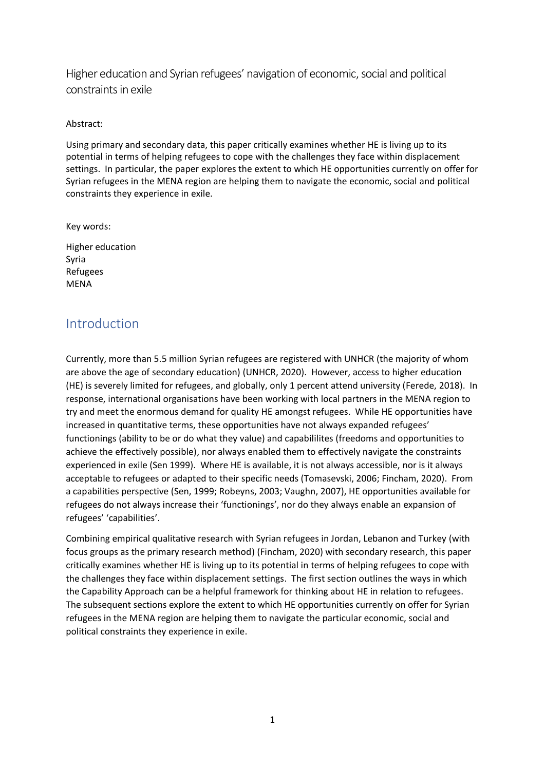Higher education and Syrian refugees' navigation of economic, social and political constraints in exile

Abstract:

Using primary and secondary data, this paper critically examines whether HE is living up to its potential in terms of helping refugees to cope with the challenges they face within displacement settings. In particular, the paper explores the extent to which HE opportunities currently on offer for Syrian refugees in the MENA region are helping them to navigate the economic, social and political constraints they experience in exile.

Key words:

Higher education
Syria
Refugees
MENA

## Introduction

Currently, more than 5.5 million Syrian refugees are registered with UNHCR (the majority of whom are above the age of secondary education) (UNHCR, 2020). However, access to higher education (HE) is severely limited for refugees, and globally, only 1 percent attend university (Ferede, 2018). In response, international organisations have been working with local partners in the MENA region to try and meet the enormous demand for quality HE amongst refugees. While HE opportunities have increased in quantitative terms, these opportunities have not always expanded refugees' functionings (ability to be or do what they value) and capabililites (freedoms and opportunities to achieve the effectively possible), nor always enabled them to effectively navigate the constraints experienced in exile (Sen 1999). Where HE is available, it is not always accessible, nor is it always acceptable to refugees or adapted to their specific needs (Tomasevski, 2006; Fincham, 2020). From a capabilities perspective (Sen, 1999; Robeyns, 2003; Vaughn, 2007), HE opportunities available for refugees do not always increase their 'functionings', nor do they always enable an expansion of refugees' 'capabilities'.

Combining empirical qualitative research with Syrian refugees in Jordan, Lebanon and Turkey (with focus groups as the primary research method) (Fincham, 2020) with secondary research, this paper critically examines whether HE is living up to its potential in terms of helping refugees to cope with the challenges they face within displacement settings. The first section outlines the ways in which the Capability Approach can be a helpful framework for thinking about HE in relation to refugees. The subsequent sections explore the extent to which HE opportunities currently on offer for Syrian refugees in the MENA region are helping them to navigate the particular economic, social and political constraints they experience in exile.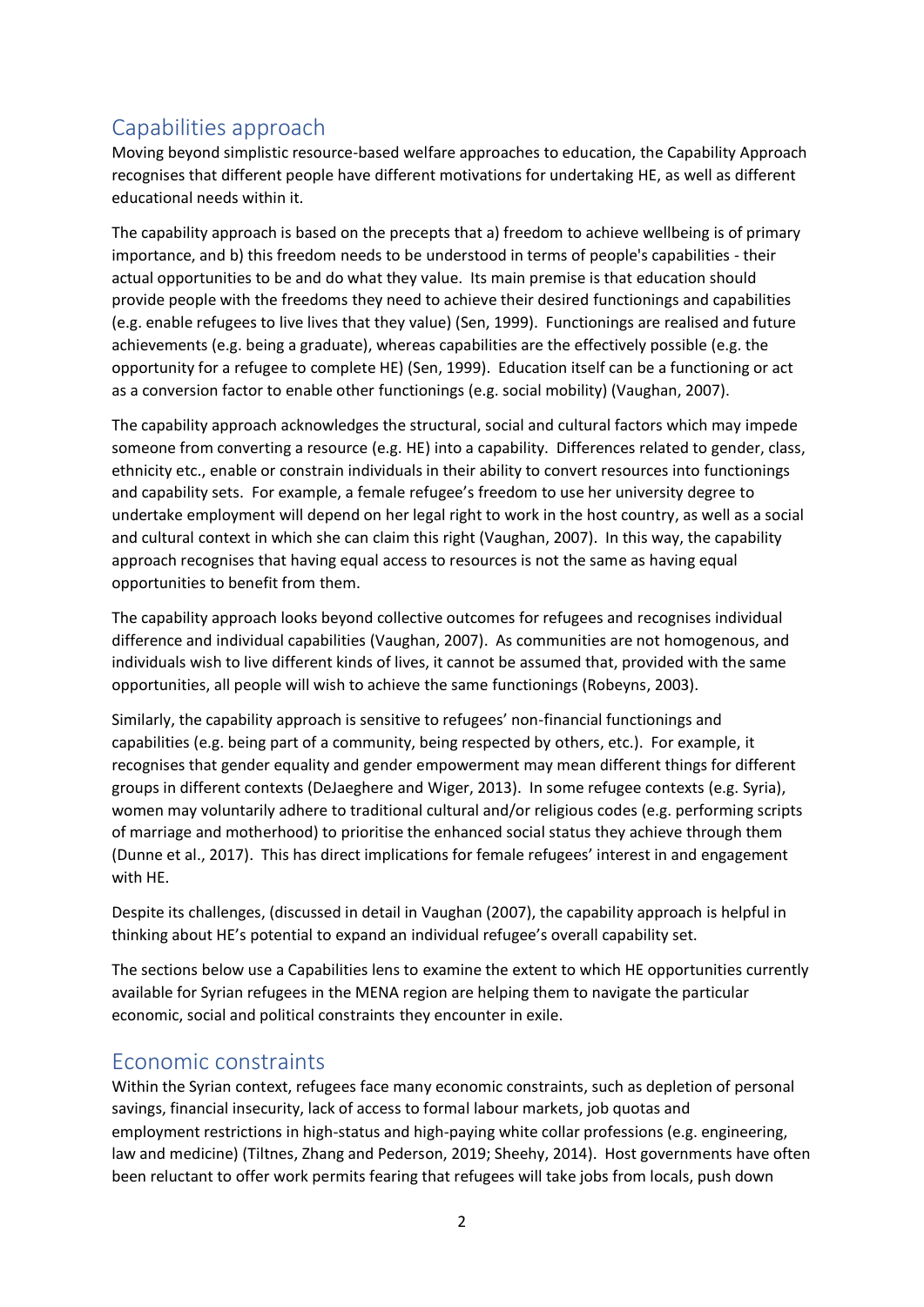## Capabilities approach

Moving beyond simplistic resource-based welfare approaches to education, the Capability Approach recognises that different people have different motivations for undertaking HE, as well as different educational needs within it.

The capability approach is based on the precepts that a) freedom to achieve wellbeing is of primary importance, and b) this freedom needs to be understood in terms of people's capabilities - their actual opportunities to be and do what they value. Its main premise is that education should provide people with the freedoms they need to achieve their desired functionings and capabilities (e.g. enable refugees to live lives that they value) (Sen, 1999). Functionings are realised and future achievements (e.g. being a graduate), whereas capabilities are the effectively possible (e.g. the opportunity for a refugee to complete HE) (Sen, 1999). Education itself can be a functioning or act as a conversion factor to enable other functionings (e.g. social mobility) (Vaughan, 2007).

The capability approach acknowledges the structural, social and cultural factors which may impede someone from converting a resource (e.g. HE) into a capability. Differences related to gender, class, ethnicity etc., enable or constrain individuals in their ability to convert resources into functionings and capability sets. For example, a female refugee's freedom to use her university degree to undertake employment will depend on her legal right to work in the host country, as well as a social and cultural context in which she can claim this right (Vaughan, 2007). In this way, the capability approach recognises that having equal access to resources is not the same as having equal opportunities to benefit from them.

The capability approach looks beyond collective outcomes for refugees and recognises individual difference and individual capabilities (Vaughan, 2007). As communities are not homogenous, and individuals wish to live different kinds of lives, it cannot be assumed that, provided with the same opportunities, all people will wish to achieve the same functionings (Robeyns, 2003).

Similarly, the capability approach is sensitive to refugees' non-financial functionings and capabilities (e.g. being part of a community, being respected by others, etc.). For example, it recognises that gender equality and gender empowerment may mean different things for different groups in different contexts (DeJaeghere and Wiger, 2013). In some refugee contexts (e.g. Syria), women may voluntarily adhere to traditional cultural and/or religious codes (e.g. performing scripts of marriage and motherhood) to prioritise the enhanced social status they achieve through them (Dunne et al., 2017). This has direct implications for female refugees' interest in and engagement with HE.

Despite its challenges, (discussed in detail in Vaughan (2007), the capability approach is helpful in thinking about HE's potential to expand an individual refugee's overall capability set.

The sections below use a Capabilities lens to examine the extent to which HE opportunities currently available for Syrian refugees in the MENA region are helping them to navigate the particular economic, social and political constraints they encounter in exile.

## Economic constraints

Within the Syrian context, refugees face many economic constraints, such as depletion of personal savings, financial insecurity, lack of access to formal labour markets, job quotas and employment restrictions in high-status and high-paying white collar professions (e.g. engineering, law and medicine) (Tiltnes, Zhang and Pederson, 2019; Sheehy, 2014). Host governments have often been reluctant to offer work permits fearing that refugees will take jobs from locals, push down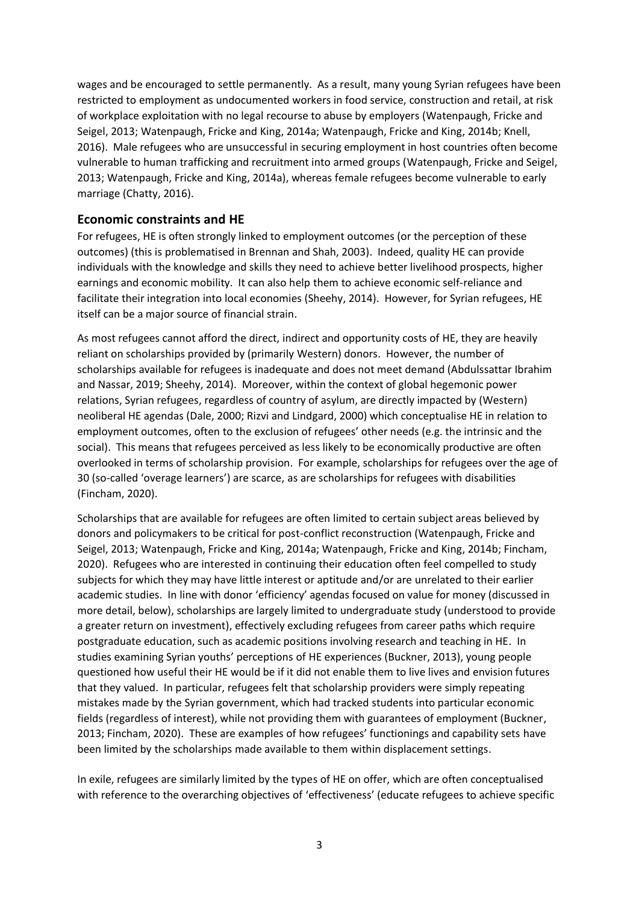wages and be encouraged to settle permanently. As a result, many young Syrian refugees have been restricted to employment as undocumented workers in food service, construction and retail, at risk of workplace exploitation with no legal recourse to abuse by employers (Watenpaugh, Fricke and Seigel, 2013; Watenpaugh, Fricke and King, 2014a; Watenpaugh, Fricke and King, 2014b; Knell, 2016). Male refugees who are unsuccessful in securing employment in host countries often become vulnerable to human trafficking and recruitment into armed groups (Watenpaugh, Fricke and Seigel, 2013; Watenpaugh, Fricke and King, 2014a), whereas female refugees become vulnerable to early marriage (Chatty, 2016).

## Economic constraints and HE

For refugees, HE is often strongly linked to employment outcomes (or the perception of these outcomes) (this is problematised in Brennan and Shah, 2003). Indeed, quality HE can provide individuals with the knowledge and skills they need to achieve better livelihood prospects, higher earnings and economic mobility. It can also help them to achieve economic self-reliance and facilitate their integration into local economies (Sheehy, 2014). However, for Syrian refugees, HE itself can be a major source of financial strain.

As most refugees cannot afford the direct, indirect and opportunity costs of HE, they are heavily reliant on scholarships provided by (primarily Western) donors. However, the number of scholarships available for refugees is inadequate and does not meet demand (Abdulssattar Ibrahim and Nassar, 2019; Sheehy, 2014). Moreover, within the context of global hegemonic power relations, Syrian refugees, regardless of country of asylum, are directly impacted by (Western) neoliberal HE agendas (Dale, 2000; Rizvi and Lindgard, 2000) which conceptualise HE in relation to employment outcomes, often to the exclusion of refugees' other needs (e.g. the intrinsic and the social). This means that refugees perceived as less likely to be economically productive are often overlooked in terms of scholarship provision. For example, scholarships for refugees over the age of 30 (so-called 'overage learners') are scarce, as are scholarships for refugees with disabilities (Fincham, 2020).

Scholarships that are available for refugees are often limited to certain subject areas believed by donors and policymakers to be critical for post-conflict reconstruction (Watenpaugh, Fricke and Seigel, 2013; Watenpaugh, Fricke and King, 2014a; Watenpaugh, Fricke and King, 2014b; Fincham, 2020). Refugees who are interested in continuing their education often feel compelled to study subjects for which they may have little interest or aptitude and/or are unrelated to their earlier academic studies. In line with donor 'efficiency' agendas focused on value for money (discussed in more detail, below), scholarships are largely limited to undergraduate study (understood to provide a greater return on investment), effectively excluding refugees from career paths which require postgraduate education, such as academic positions involving research and teaching in HE. In studies examining Syrian youths' perceptions of HE experiences (Buckner, 2013), young people questioned how useful their HE would be if it did not enable them to live lives and envision futures that they valued. In particular, refugees felt that scholarship providers were simply repeating mistakes made by the Syrian government, which had tracked students into particular economic fields (regardless of interest), while not providing them with guarantees of employment (Buckner, 2013; Fincham, 2020). These are examples of how refugees' functionings and capability sets have been limited by the scholarships made available to them within displacement settings.

In exile, refugees are similarly limited by the types of HE on offer, which are often conceptualised with reference to the overarching objectives of 'effectiveness' (educate refugees to achieve specific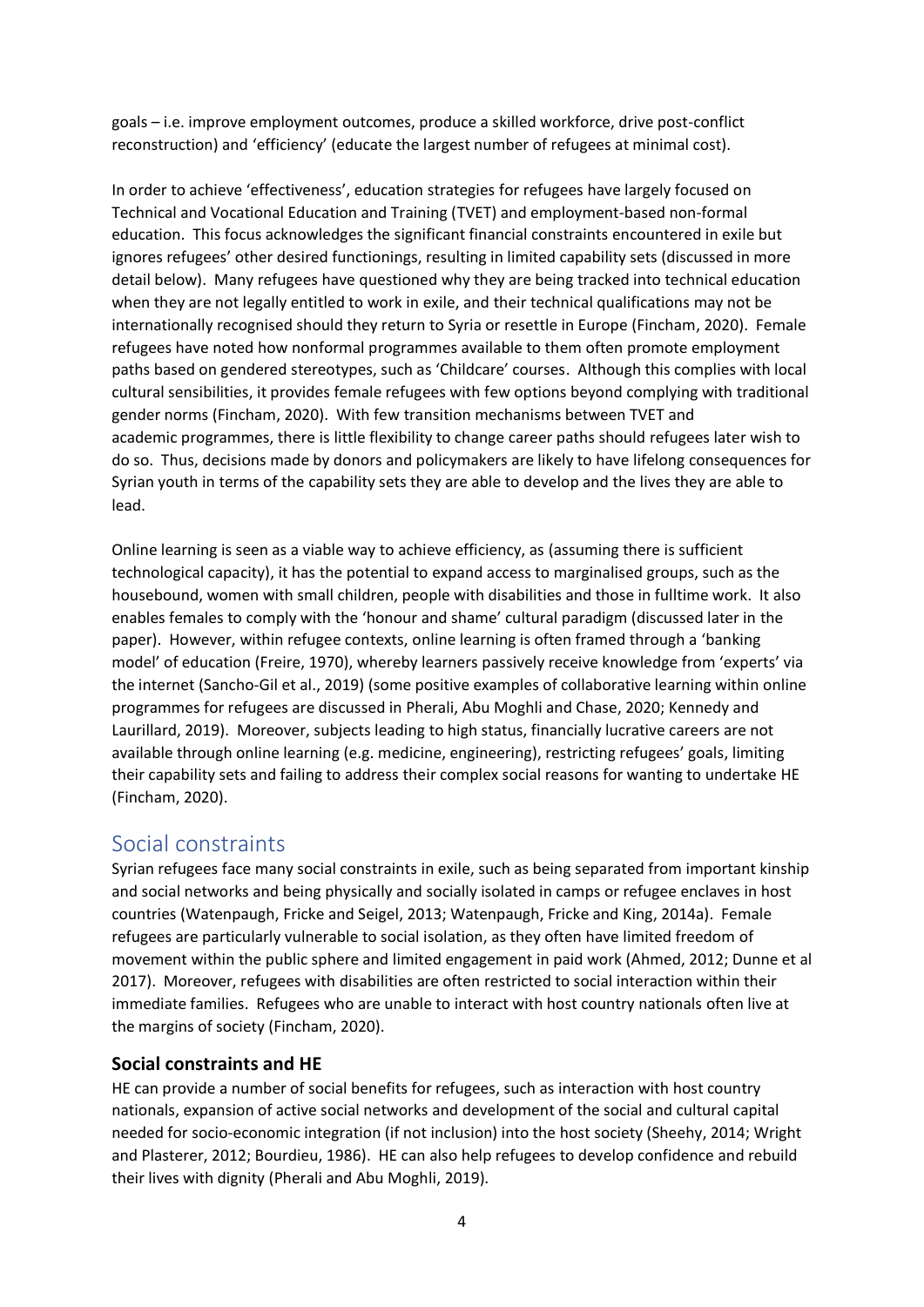goals – i.e. improve employment outcomes, produce a skilled workforce, drive post-conflict reconstruction) and 'efficiency' (educate the largest number of refugees at minimal cost).

In order to achieve 'effectiveness', education strategies for refugees have largely focused on Technical and Vocational Education and Training (TVET) and employment-based non-formal education. This focus acknowledges the significant financial constraints encountered in exile but ignores refugees' other desired functionings, resulting in limited capability sets (discussed in more detail below). Many refugees have questioned why they are being tracked into technical education when they are not legally entitled to work in exile, and their technical qualifications may not be internationally recognised should they return to Syria or resettle in Europe (Fincham, 2020). Female refugees have noted how nonformal programmes available to them often promote employment paths based on gendered stereotypes, such as 'Childcare' courses. Although this complies with local cultural sensibilities, it provides female refugees with few options beyond complying with traditional gender norms (Fincham, 2020). With few transition mechanisms between TVET and academic programmes, there is little flexibility to change career paths should refugees later wish to do so. Thus, decisions made by donors and policymakers are likely to have lifelong consequences for Syrian youth in terms of the capability sets they are able to develop and the lives they are able to lead.

Online learning is seen as a viable way to achieve efficiency, as (assuming there is sufficient technological capacity), it has the potential to expand access to marginalised groups, such as the housebound, women with small children, people with disabilities and those in fulltime work. It also enables females to comply with the 'honour and shame' cultural paradigm (discussed later in the paper). However, within refugee contexts, online learning is often framed through a 'banking model' of education (Freire, 1970), whereby learners passively receive knowledge from 'experts' via the internet (Sancho-Gil et al., 2019) (some positive examples of collaborative learning within online programmes for refugees are discussed in Pherali, Abu Moghli and Chase, 2020; Kennedy and Laurillard, 2019). Moreover, subjects leading to high status, financially lucrative careers are not available through online learning (e.g. medicine, engineering), restricting refugees' goals, limiting their capability sets and failing to address their complex social reasons for wanting to undertake HE (Fincham, 2020).

## Social constraints

Syrian refugees face many social constraints in exile, such as being separated from important kinship and social networks and being physically and socially isolated in camps or refugee enclaves in host countries (Watenpaugh, Fricke and Seigel, 2013; Watenpaugh, Fricke and King, 2014a). Female refugees are particularly vulnerable to social isolation, as they often have limited freedom of movement within the public sphere and limited engagement in paid work (Ahmed, 2012; Dunne et al 2017). Moreover, refugees with disabilities are often restricted to social interaction within their immediate families. Refugees who are unable to interact with host country nationals often live at the margins of society (Fincham, 2020).

### Social constraints and HE

HE can provide a number of social benefits for refugees, such as interaction with host country nationals, expansion of active social networks and development of the social and cultural capital needed for socio-economic integration (if not inclusion) into the host society (Sheehy, 2014; Wright and Plasterer, 2012; Bourdieu, 1986). HE can also help refugees to develop confidence and rebuild their lives with dignity (Pherali and Abu Moghli, 2019).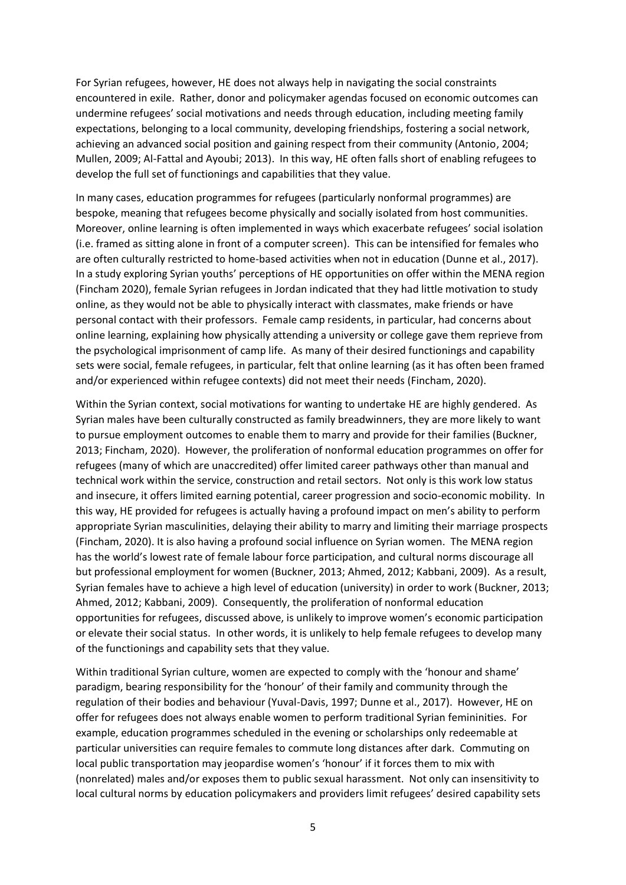For Syrian refugees, however, HE does not always help in navigating the social constraints encountered in exile. Rather, donor and policymaker agendas focused on economic outcomes can undermine refugees' social motivations and needs through education, including meeting family expectations, belonging to a local community, developing friendships, fostering a social network, achieving an advanced social position and gaining respect from their community (Antonio, 2004; Mullen, 2009; Al-Fattal and Ayoubi; 2013). In this way, HE often falls short of enabling refugees to develop the full set of functionings and capabilities that they value.

In many cases, education programmes for refugees (particularly nonformal programmes) are bespoke, meaning that refugees become physically and socially isolated from host communities. Moreover, online learning is often implemented in ways which exacerbate refugees' social isolation (i.e. framed as sitting alone in front of a computer screen). This can be intensified for females who are often culturally restricted to home-based activities when not in education (Dunne et al., 2017). In a study exploring Syrian youths' perceptions of HE opportunities on offer within the MENA region (Fincham 2020), female Syrian refugees in Jordan indicated that they had little motivation to study online, as they would not be able to physically interact with classmates, make friends or have personal contact with their professors. Female camp residents, in particular, had concerns about online learning, explaining how physically attending a university or college gave them reprieve from the psychological imprisonment of camp life. As many of their desired functionings and capability sets were social, female refugees, in particular, felt that online learning (as it has often been framed and/or experienced within refugee contexts) did not meet their needs (Fincham, 2020).

Within the Syrian context, social motivations for wanting to undertake HE are highly gendered. As Syrian males have been culturally constructed as family breadwinners, they are more likely to want to pursue employment outcomes to enable them to marry and provide for their families (Buckner, 2013; Fincham, 2020). However, the proliferation of nonformal education programmes on offer for refugees (many of which are unaccredited) offer limited career pathways other than manual and technical work within the service, construction and retail sectors. Not only is this work low status and insecure, it offers limited earning potential, career progression and socio-economic mobility. In this way, HE provided for refugees is actually having a profound impact on men's ability to perform appropriate Syrian masculinities, delaying their ability to marry and limiting their marriage prospects (Fincham, 2020). It is also having a profound social influence on Syrian women. The MENA region has the world's lowest rate of female labour force participation, and cultural norms discourage all but professional employment for women (Buckner, 2013; Ahmed, 2012; Kabbani, 2009). As a result, Syrian females have to achieve a high level of education (university) in order to work (Buckner, 2013; Ahmed, 2012; Kabbani, 2009). Consequently, the proliferation of nonformal education opportunities for refugees, discussed above, is unlikely to improve women's economic participation or elevate their social status. In other words, it is unlikely to help female refugees to develop many of the functionings and capability sets that they value.

Within traditional Syrian culture, women are expected to comply with the 'honour and shame' paradigm, bearing responsibility for the 'honour' of their family and community through the regulation of their bodies and behaviour (Yuval-Davis, 1997; Dunne et al., 2017). However, HE on offer for refugees does not always enable women to perform traditional Syrian femininities. For example, education programmes scheduled in the evening or scholarships only redeemable at particular universities can require females to commute long distances after dark. Commuting on local public transportation may jeopardise women's 'honour' if it forces them to mix with (nonrelated) males and/or exposes them to public sexual harassment. Not only can insensitivity to local cultural norms by education policymakers and providers limit refugees' desired capability sets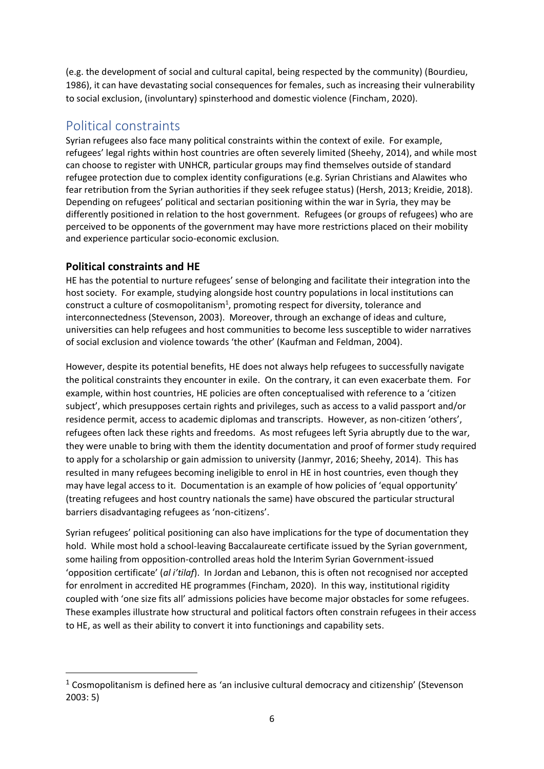(e.g. the development of social and cultural capital, being respected by the community) (Bourdieu, 1986), it can have devastating social consequences for females, such as increasing their vulnerability to social exclusion, (involuntary) spinsterhood and domestic violence (Fincham, 2020).

## Political constraints

Syrian refugees also face many political constraints within the context of exile. For example, refugees' legal rights within host countries are often severely limited (Sheehy, 2014), and while most can choose to register with UNHCR, particular groups may find themselves outside of standard refugee protection due to complex identity configurations (e.g. Syrian Christians and Alawites who fear retribution from the Syrian authorities if they seek refugee status) (Hersh, 2013; Kreidie, 2018). Depending on refugees' political and sectarian positioning within the war in Syria, they may be differently positioned in relation to the host government. Refugees (or groups of refugees) who are perceived to be opponents of the government may have more restrictions placed on their mobility and experience particular socio-economic exclusion.

### Political constraints and HE

HE has the potential to nurture refugees' sense of belonging and facilitate their integration into the host society. For example, studying alongside host country populations in local institutions can construct a culture of cosmopolitanism[1], promoting respect for diversity, tolerance and interconnectedness (Stevenson, 2003). Moreover, through an exchange of ideas and culture, universities can help refugees and host communities to become less susceptible to wider narratives of social exclusion and violence towards 'the other' (Kaufman and Feldman, 2004).

However, despite its potential benefits, HE does not always help refugees to successfully navigate the political constraints they encounter in exile. On the contrary, it can even exacerbate them. For example, within host countries, HE policies are often conceptualised with reference to a 'citizen subject', which presupposes certain rights and privileges, such as access to a valid passport and/or residence permit, access to academic diplomas and transcripts. However, as non-citizen 'others', refugees often lack these rights and freedoms. As most refugees left Syria abruptly due to the war, they were unable to bring with them the identity documentation and proof of former study required to apply for a scholarship or gain admission to university (Janmyr, 2016; Sheehy, 2014). This has resulted in many refugees becoming ineligible to enrol in HE in host countries, even though they may have legal access to it. Documentation is an example of how policies of 'equal opportunity' (treating refugees and host country nationals the same) have obscured the particular structural barriers disadvantaging refugees as 'non-citizens'.

Syrian refugees' political positioning can also have implications for the type of documentation they hold. While most hold a school-leaving Baccalaureate certificate issued by the Syrian government, some hailing from opposition-controlled areas hold the Interim Syrian Government-issued 'opposition certificate' (*al i'tilaf*). In Jordan and Lebanon, this is often not recognised nor accepted for enrolment in accredited HE programmes (Fincham, 2020). In this way, institutional rigidity coupled with 'one size fits all' admissions policies have become major obstacles for some refugees. These examples illustrate how structural and political factors often constrain refugees in their access to HE, as well as their ability to convert it into functionings and capability sets.

[1] Cosmopolitanism is defined here as 'an inclusive cultural democracy and citizenship' (Stevenson 2003: 5)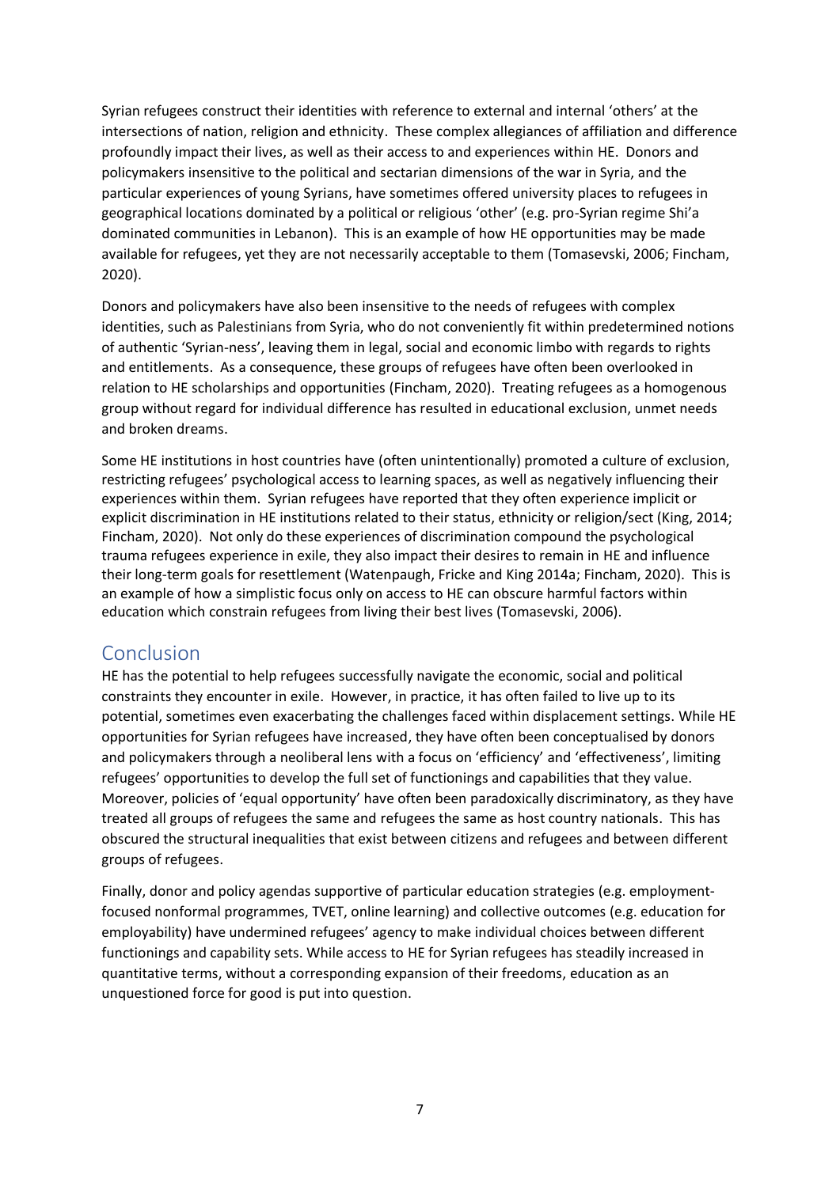Syrian refugees construct their identities with reference to external and internal 'others' at the intersections of nation, religion and ethnicity. These complex allegiances of affiliation and difference profoundly impact their lives, as well as their access to and experiences within HE. Donors and policymakers insensitive to the political and sectarian dimensions of the war in Syria, and the particular experiences of young Syrians, have sometimes offered university places to refugees in geographical locations dominated by a political or religious 'other' (e.g. pro-Syrian regime Shi'a dominated communities in Lebanon). This is an example of how HE opportunities may be made available for refugees, yet they are not necessarily acceptable to them (Tomasevski, 2006; Fincham, 2020).

Donors and policymakers have also been insensitive to the needs of refugees with complex identities, such as Palestinians from Syria, who do not conveniently fit within predetermined notions of authentic 'Syrian-ness', leaving them in legal, social and economic limbo with regards to rights and entitlements. As a consequence, these groups of refugees have often been overlooked in relation to HE scholarships and opportunities (Fincham, 2020). Treating refugees as a homogenous group without regard for individual difference has resulted in educational exclusion, unmet needs and broken dreams.

Some HE institutions in host countries have (often unintentionally) promoted a culture of exclusion, restricting refugees' psychological access to learning spaces, as well as negatively influencing their experiences within them. Syrian refugees have reported that they often experience implicit or explicit discrimination in HE institutions related to their status, ethnicity or religion/sect (King, 2014; Fincham, 2020). Not only do these experiences of discrimination compound the psychological trauma refugees experience in exile, they also impact their desires to remain in HE and influence their long-term goals for resettlement (Watenpaugh, Fricke and King 2014a; Fincham, 2020). This is an example of how a simplistic focus only on access to HE can obscure harmful factors within education which constrain refugees from living their best lives (Tomasevski, 2006).

## Conclusion

HE has the potential to help refugees successfully navigate the economic, social and political constraints they encounter in exile. However, in practice, it has often failed to live up to its potential, sometimes even exacerbating the challenges faced within displacement settings. While HE opportunities for Syrian refugees have increased, they have often been conceptualised by donors and policymakers through a neoliberal lens with a focus on 'efficiency' and 'effectiveness', limiting refugees' opportunities to develop the full set of functionings and capabilities that they value. Moreover, policies of 'equal opportunity' have often been paradoxically discriminatory, as they have treated all groups of refugees the same and refugees the same as host country nationals. This has obscured the structural inequalities that exist between citizens and refugees and between different groups of refugees.

Finally, donor and policy agendas supportive of particular education strategies (e.g. employment-focused nonformal programmes, TVET, online learning) and collective outcomes (e.g. education for employability) have undermined refugees' agency to make individual choices between different functionings and capability sets. While access to HE for Syrian refugees has steadily increased in quantitative terms, without a corresponding expansion of their freedoms, education as an unquestioned force for good is put into question.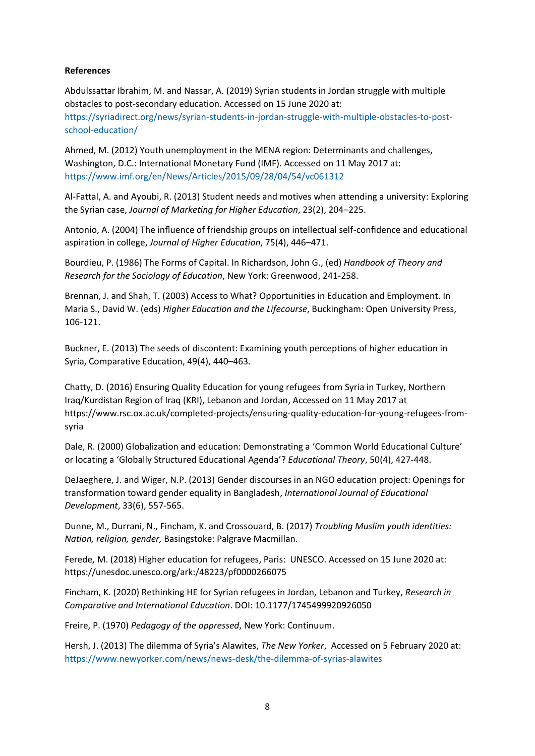**References**

Abdulssattar Ibrahim, M. and Nassar, A. (2019) Syrian students in Jordan struggle with multiple obstacles to post-secondary education. Accessed on 15 June 2020 at: https://syriadirect.org/news/syrian-students-in-jordan-struggle-with-multiple-obstacles-to-post-school-education/

Ahmed, M. (2012) Youth unemployment in the MENA region: Determinants and challenges, Washington, D.C.: International Monetary Fund (IMF). Accessed on 11 May 2017 at: https://www.imf.org/en/News/Articles/2015/09/28/04/54/vc061312

Al-Fattal, A. and Ayoubi, R. (2013) Student needs and motives when attending a university: Exploring the Syrian case, *Journal of Marketing for Higher Education*, 23(2), 204–225.

Antonio, A. (2004) The influence of friendship groups on intellectual self-confidence and educational aspiration in college, *Journal of Higher Education*, 75(4), 446–471.

Bourdieu, P. (1986) The Forms of Capital. In Richardson, John G., (ed) *Handbook of Theory and Research for the Sociology of Education*, New York: Greenwood, 241-258.

Brennan, J. and Shah, T. (2003) Access to What? Opportunities in Education and Employment. In Maria S., David W. (eds) *Higher Education and the Lifecourse*, Buckingham: Open University Press, 106-121.

Buckner, E. (2013) The seeds of discontent: Examining youth perceptions of higher education in Syria, Comparative Education, 49(4), 440–463.

Chatty, D. (2016) Ensuring Quality Education for young refugees from Syria in Turkey, Northern Iraq/Kurdistan Region of Iraq (KRI), Lebanon and Jordan, Accessed on 11 May 2017 at https://www.rsc.ox.ac.uk/completed-projects/ensuring-quality-education-for-young-refugees-from-syria

Dale, R. (2000) Globalization and education: Demonstrating a 'Common World Educational Culture' or locating a 'Globally Structured Educational Agenda'? *Educational Theory*, 50(4), 427-448.

DeJaeghere, J. and Wiger, N.P. (2013) Gender discourses in an NGO education project: Openings for transformation toward gender equality in Bangladesh, *International Journal of Educational Development*, 33(6), 557-565.

Dunne, M., Durrani, N., Fincham, K. and Crossouard, B. (2017) *Troubling Muslim youth identities: Nation, religion, gender,* Basingstoke: Palgrave Macmillan.

Ferede, M. (2018) Higher education for refugees, Paris: UNESCO. Accessed on 15 June 2020 at: https://unesdoc.unesco.org/ark:/48223/pf0000266075

Fincham, K. (2020) Rethinking HE for Syrian refugees in Jordan, Lebanon and Turkey, *Research in Comparative and International Education*. DOI: 10.1177/1745499920926050

Freire, P. (1970) *Pedagogy of the oppressed*, New York: Continuum.

Hersh, J. (2013) The dilemma of Syria's Alawites, *The New Yorker*, Accessed on 5 February 2020 at: https://www.newyorker.com/news/news-desk/the-dilemma-of-syrias-alawites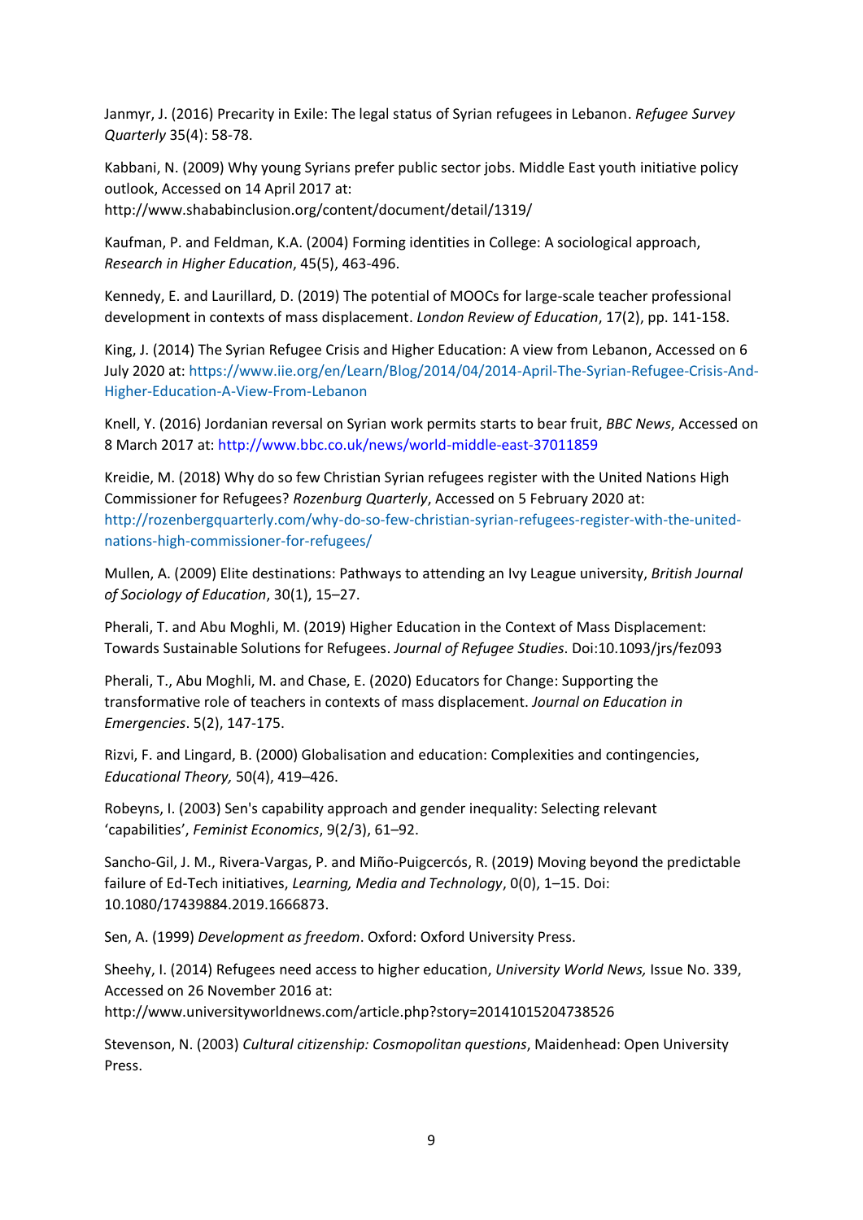Janmyr, J. (2016) Precarity in Exile: The legal status of Syrian refugees in Lebanon. *Refugee Survey Quarterly* 35(4): 58-78.

Kabbani, N. (2009) Why young Syrians prefer public sector jobs. Middle East youth initiative policy outlook, Accessed on 14 April 2017 at: http://www.shababinclusion.org/content/document/detail/1319/

Kaufman, P. and Feldman, K.A. (2004) Forming identities in College: A sociological approach, *Research in Higher Education*, 45(5), 463-496.

Kennedy, E. and Laurillard, D. (2019) The potential of MOOCs for large-scale teacher professional development in contexts of mass displacement. *London Review of Education*, 17(2), pp. 141-158.

King, J. (2014) The Syrian Refugee Crisis and Higher Education: A view from Lebanon, Accessed on 6 July 2020 at: https://www.iie.org/en/Learn/Blog/2014/04/2014-April-The-Syrian-Refugee-Crisis-And-Higher-Education-A-View-From-Lebanon

Knell, Y. (2016) Jordanian reversal on Syrian work permits starts to bear fruit, *BBC News*, Accessed on 8 March 2017 at: http://www.bbc.co.uk/news/world-middle-east-37011859

Kreidie, M. (2018) Why do so few Christian Syrian refugees register with the United Nations High Commissioner for Refugees? *Rozenburg Quarterly*, Accessed on 5 February 2020 at: http://rozenbergquarterly.com/why-do-so-few-christian-syrian-refugees-register-with-the-united-nations-high-commissioner-for-refugees/

Mullen, A. (2009) Elite destinations: Pathways to attending an Ivy League university, *British Journal of Sociology of Education*, 30(1), 15–27.

Pherali, T. and Abu Moghli, M. (2019) Higher Education in the Context of Mass Displacement: Towards Sustainable Solutions for Refugees. *Journal of Refugee Studies*. Doi:10.1093/jrs/fez093

Pherali, T., Abu Moghli, M. and Chase, E. (2020) Educators for Change: Supporting the transformative role of teachers in contexts of mass displacement. *Journal on Education in Emergencies*. 5(2), 147-175.

Rizvi, F. and Lingard, B. (2000) Globalisation and education: Complexities and contingencies, *Educational Theory,* 50(4), 419–426.

Robeyns, I. (2003) Sen's capability approach and gender inequality: Selecting relevant 'capabilities', *Feminist Economics*, 9(2/3), 61–92.

Sancho-Gil, J. M., Rivera-Vargas, P. and Miño-Puigcercós, R. (2019) Moving beyond the predictable failure of Ed-Tech initiatives, *Learning, Media and Technology*, 0(0), 1–15. Doi: 10.1080/17439884.2019.1666873.

Sen, A. (1999) *Development as freedom*. Oxford: Oxford University Press.

Sheehy, I. (2014) Refugees need access to higher education, *University World News,* Issue No. 339, Accessed on 26 November 2016 at: http://www.universityworldnews.com/article.php?story=20141015204738526

Stevenson, N. (2003) *Cultural citizenship: Cosmopolitan questions*, Maidenhead: Open University Press.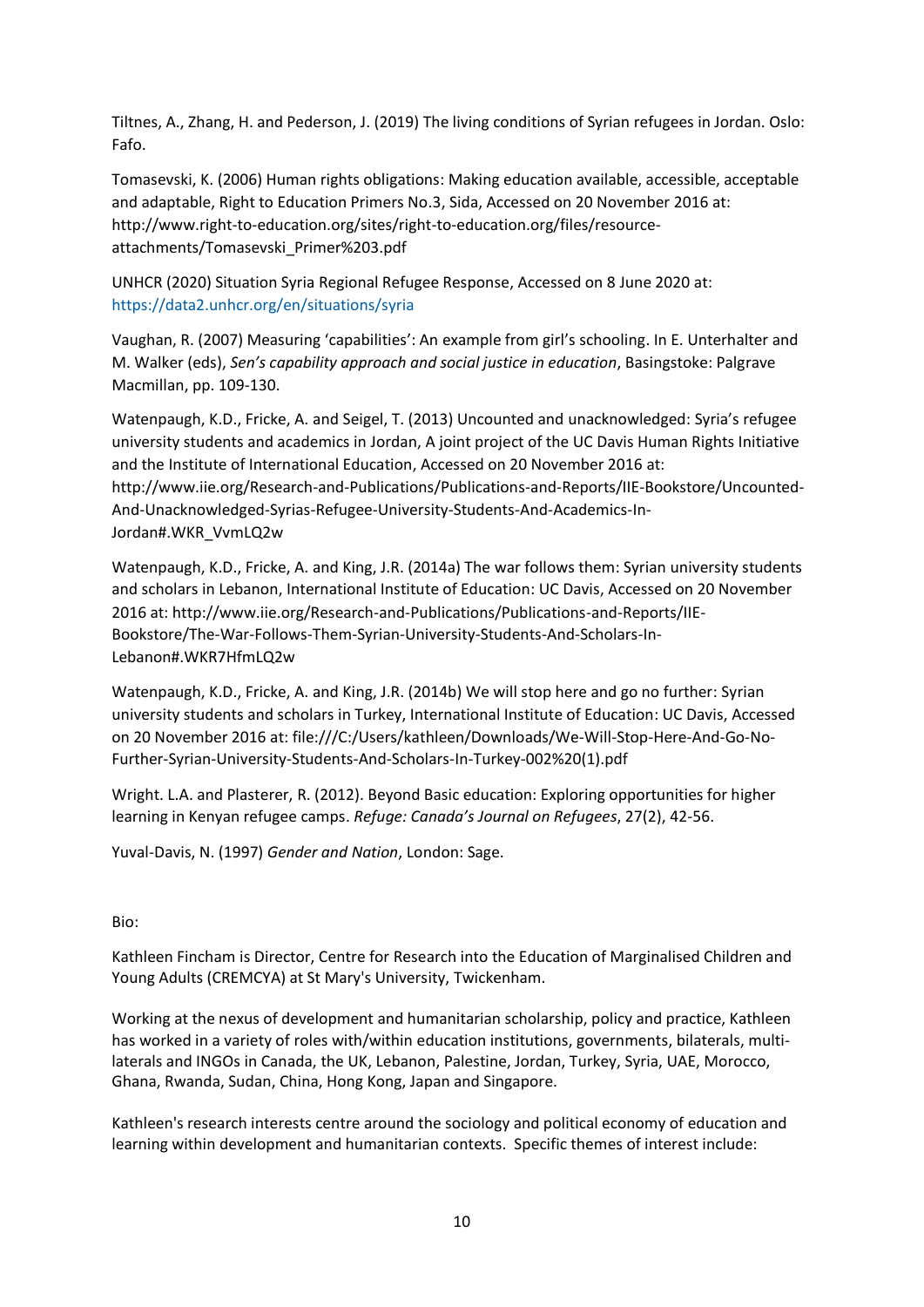Tiltnes, A., Zhang, H. and Pederson, J. (2019) The living conditions of Syrian refugees in Jordan. Oslo: Fafo.

Tomasevski, K. (2006) Human rights obligations: Making education available, accessible, acceptable and adaptable, Right to Education Primers No.3, Sida, Accessed on 20 November 2016 at: http://www.right-to-education.org/sites/right-to-education.org/files/resource-attachments/Tomasevski_Primer%203.pdf

UNHCR (2020) Situation Syria Regional Refugee Response, Accessed on 8 June 2020 at: https://data2.unhcr.org/en/situations/syria

Vaughan, R. (2007) Measuring 'capabilities': An example from girl's schooling. In E. Unterhalter and M. Walker (eds), *Sen's capability approach and social justice in education*, Basingstoke: Palgrave Macmillan, pp. 109-130.

Watenpaugh, K.D., Fricke, A. and Seigel, T. (2013) Uncounted and unacknowledged: Syria's refugee university students and academics in Jordan, A joint project of the UC Davis Human Rights Initiative and the Institute of International Education, Accessed on 20 November 2016 at: http://www.iie.org/Research-and-Publications/Publications-and-Reports/IIE-Bookstore/Uncounted-And-Unacknowledged-Syrias-Refugee-University-Students-And-Academics-In-Jordan#.WKR_VvmLQ2w

Watenpaugh, K.D., Fricke, A. and King, J.R. (2014a) The war follows them: Syrian university students and scholars in Lebanon, International Institute of Education: UC Davis, Accessed on 20 November 2016 at: http://www.iie.org/Research-and-Publications/Publications-and-Reports/IIE-Bookstore/The-War-Follows-Them-Syrian-University-Students-And-Scholars-In-Lebanon#.WKR7HfmLQ2w

Watenpaugh, K.D., Fricke, A. and King, J.R. (2014b) We will stop here and go no further: Syrian university students and scholars in Turkey, International Institute of Education: UC Davis, Accessed on 20 November 2016 at: file:///C:/Users/kathleen/Downloads/We-Will-Stop-Here-And-Go-No-Further-Syrian-University-Students-And-Scholars-In-Turkey-002%20(1).pdf

Wright. L.A. and Plasterer, R. (2012). Beyond Basic education: Exploring opportunities for higher learning in Kenyan refugee camps. *Refuge: Canada's Journal on Refugees*, 27(2), 42-56.

Yuval-Davis, N. (1997) *Gender and Nation*, London: Sage.

Bio:

Kathleen Fincham is Director, Centre for Research into the Education of Marginalised Children and Young Adults (CREMCYA) at St Mary's University, Twickenham.

Working at the nexus of development and humanitarian scholarship, policy and practice, Kathleen has worked in a variety of roles with/within education institutions, governments, bilaterals, multi-laterals and INGOs in Canada, the UK, Lebanon, Palestine, Jordan, Turkey, Syria, UAE, Morocco, Ghana, Rwanda, Sudan, China, Hong Kong, Japan and Singapore.

Kathleen's research interests centre around the sociology and political economy of education and learning within development and humanitarian contexts. Specific themes of interest include: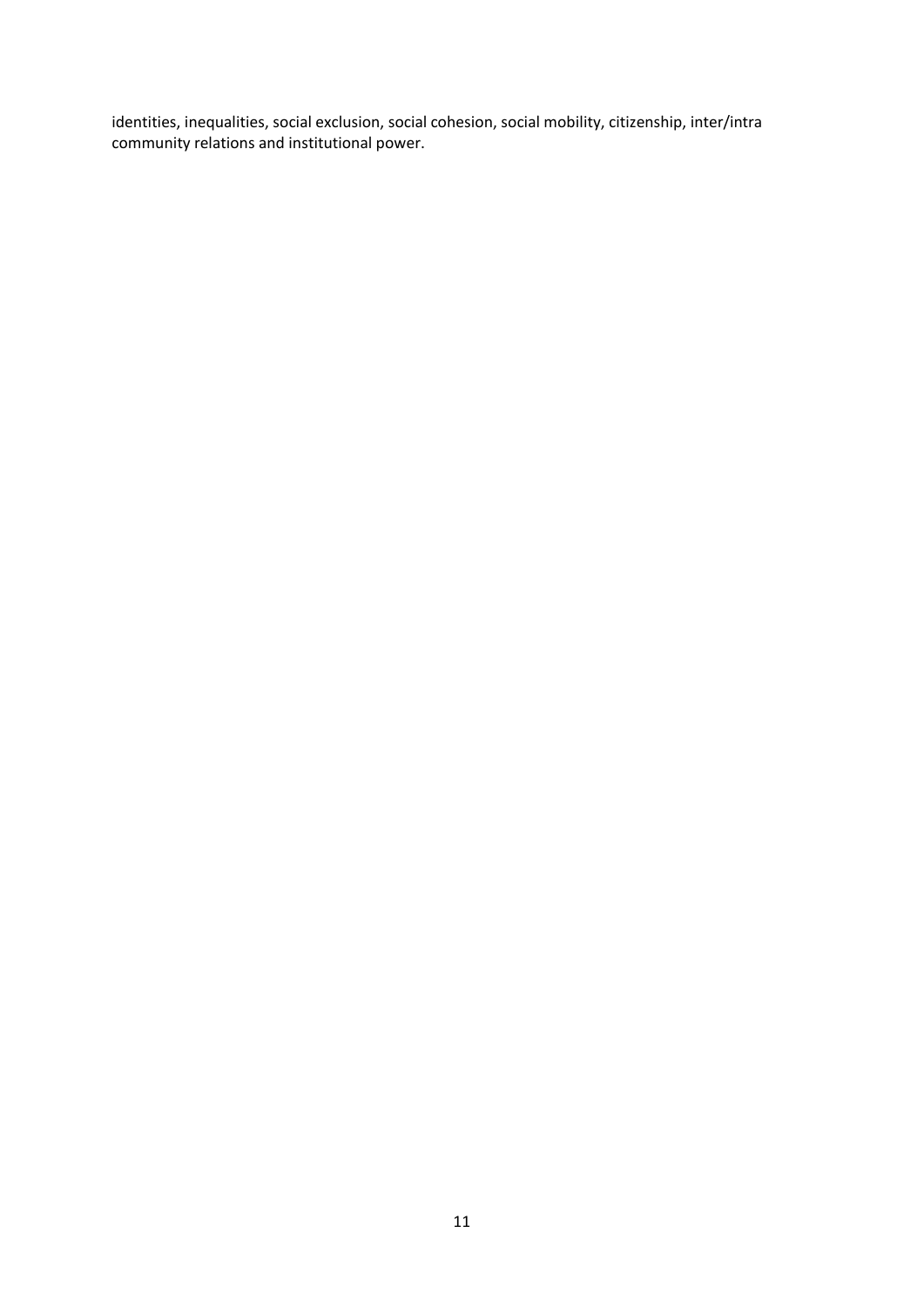identities, inequalities, social exclusion, social cohesion, social mobility, citizenship, inter/intra community relations and institutional power.